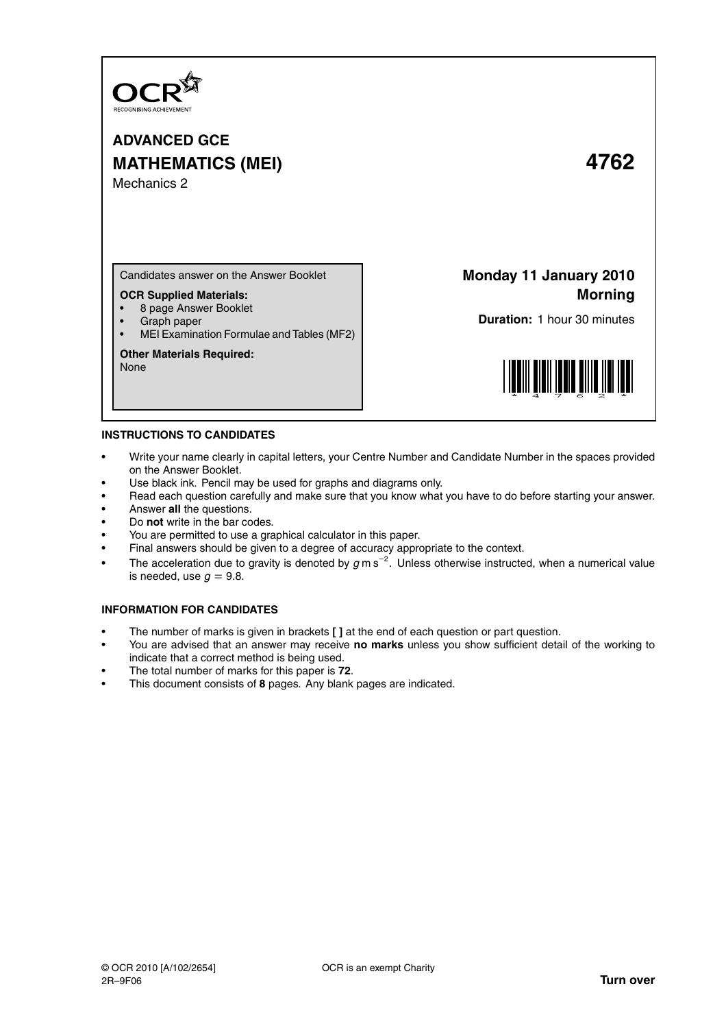OCR
RECOGNISING ACHIEVEMENT

# ADVANCED GCE
# MATHEMATICS (MEI) 4762

Mechanics 2

Candidates answer on the Answer Booklet

**OCR Supplied Materials:**
- 8 page Answer Booklet
- Graph paper
- MEI Examination Formulae and Tables (MF2)

**Other Materials Required:**
None

**Monday 11 January 2010**
**Morning**

**Duration:** 1 hour 30 minutes

## INSTRUCTIONS TO CANDIDATES

- Write your name clearly in capital letters, your Centre Number and Candidate Number in the spaces provided on the Answer Booklet.
- Use black ink. Pencil may be used for graphs and diagrams only.
- Read each question carefully and make sure that you know what you have to do before starting your answer.
- Answer **all** the questions.
- Do **not** write in the bar codes.
- You are permitted to use a graphical calculator in this paper.
- Final answers should be given to a degree of accuracy appropriate to the context.
- The acceleration due to gravity is denoted by $g\,\text{m}\,\text{s}^{-2}$. Unless otherwise instructed, when a numerical value is needed, use $g = 9.8$.

## INFORMATION FOR CANDIDATES

- The number of marks is given in brackets **[ ]** at the end of each question or part question.
- You are advised that an answer may receive **no marks** unless you show sufficient detail of the working to indicate that a correct method is being used.
- The total number of marks for this paper is **72**.
- This document consists of **8** pages. Any blank pages are indicated.

© OCR 2010 [A/102/2654] OCR is an exempt Charity
2R–9F06 **Turn over**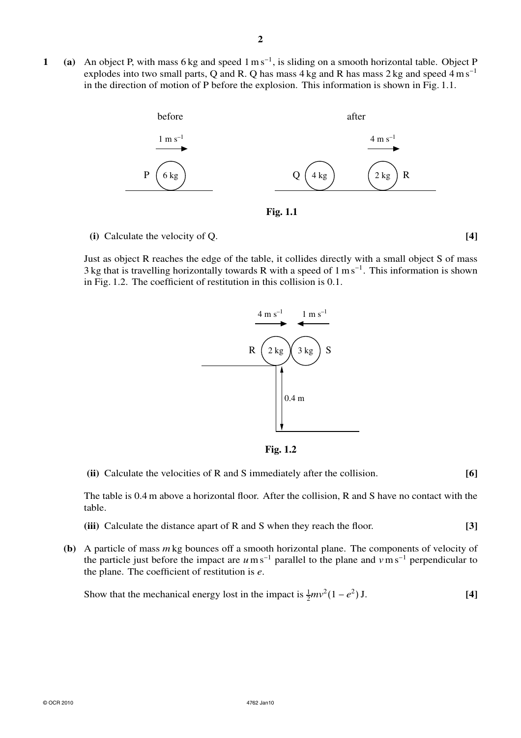**1** **(a)** An object P, with mass 6 kg and speed $1 \text{ m s}^{-1}$, is sliding on a smooth horizontal table. Object P explodes into two small parts, Q and R. Q has mass 4 kg and R has mass 2 kg and speed $4 \text{ m s}^{-1}$ in the direction of motion of P before the explosion. This information is shown in Fig. 1.1.

**Fig. 1.1**

**(i)** Calculate the velocity of Q. **[4]**

Just as object R reaches the edge of the table, it collides directly with a small object S of mass 3 kg that is travelling horizontally towards R with a speed of $1 \text{ m s}^{-1}$. This information is shown in Fig. 1.2. The coefficient of restitution in this collision is 0.1.

**Fig. 1.2**

**(ii)** Calculate the velocities of R and S immediately after the collision. **[6]**

The table is 0.4 m above a horizontal floor. After the collision, R and S have no contact with the table.

**(iii)** Calculate the distance apart of R and S when they reach the floor. **[3]**

**(b)** A particle of mass $m$ kg bounces off a smooth horizontal plane. The components of velocity of the particle just before the impact are $u \text{ m s}^{-1}$ parallel to the plane and $v \text{ m s}^{-1}$ perpendicular to the plane. The coefficient of restitution is $e$.

Show that the mechanical energy lost in the impact is $\frac{1}{2}mv^2(1 - e^2)$ J. **[4]**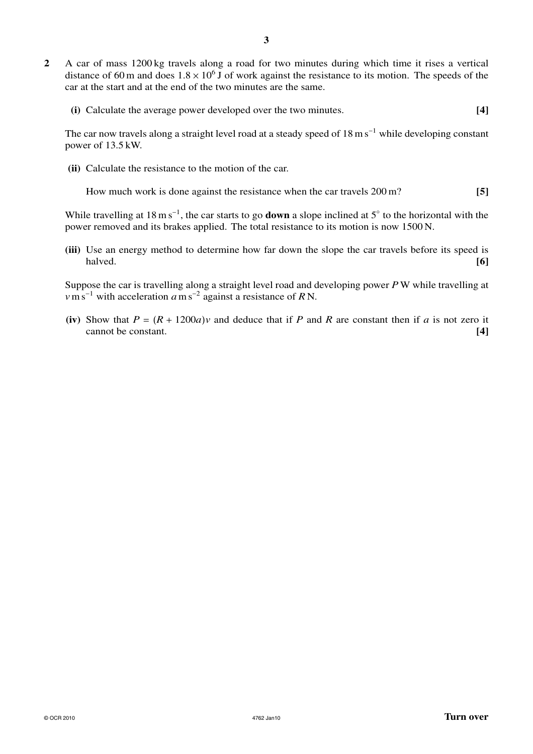**2** A car of mass 1200 kg travels along a road for two minutes during which time it rises a vertical distance of 60 m and does $1.8 \times 10^6$ J of work against the resistance to its motion. The speeds of the car at the start and at the end of the two minutes are the same.

**(i)** Calculate the average power developed over the two minutes. **[4]**

The car now travels along a straight level road at a steady speed of $18 \text{ m s}^{-1}$ while developing constant power of 13.5 kW.

**(ii)** Calculate the resistance to the motion of the car.

How much work is done against the resistance when the car travels 200 m? **[5]**

While travelling at $18 \text{ m s}^{-1}$, the car starts to go **down** a slope inclined at $5°$ to the horizontal with the power removed and its brakes applied. The total resistance to its motion is now 1500 N.

**(iii)** Use an energy method to determine how far down the slope the car travels before its speed is halved. **[6]**

Suppose the car is travelling along a straight level road and developing power $P$ W while travelling at $v \text{ m s}^{-1}$ with acceleration $a \text{ m s}^{-2}$ against a resistance of $R$ N.

**(iv)** Show that $P = (R + 1200a)v$ and deduce that if $P$ and $R$ are constant then if $a$ is not zero it cannot be constant. **[4]**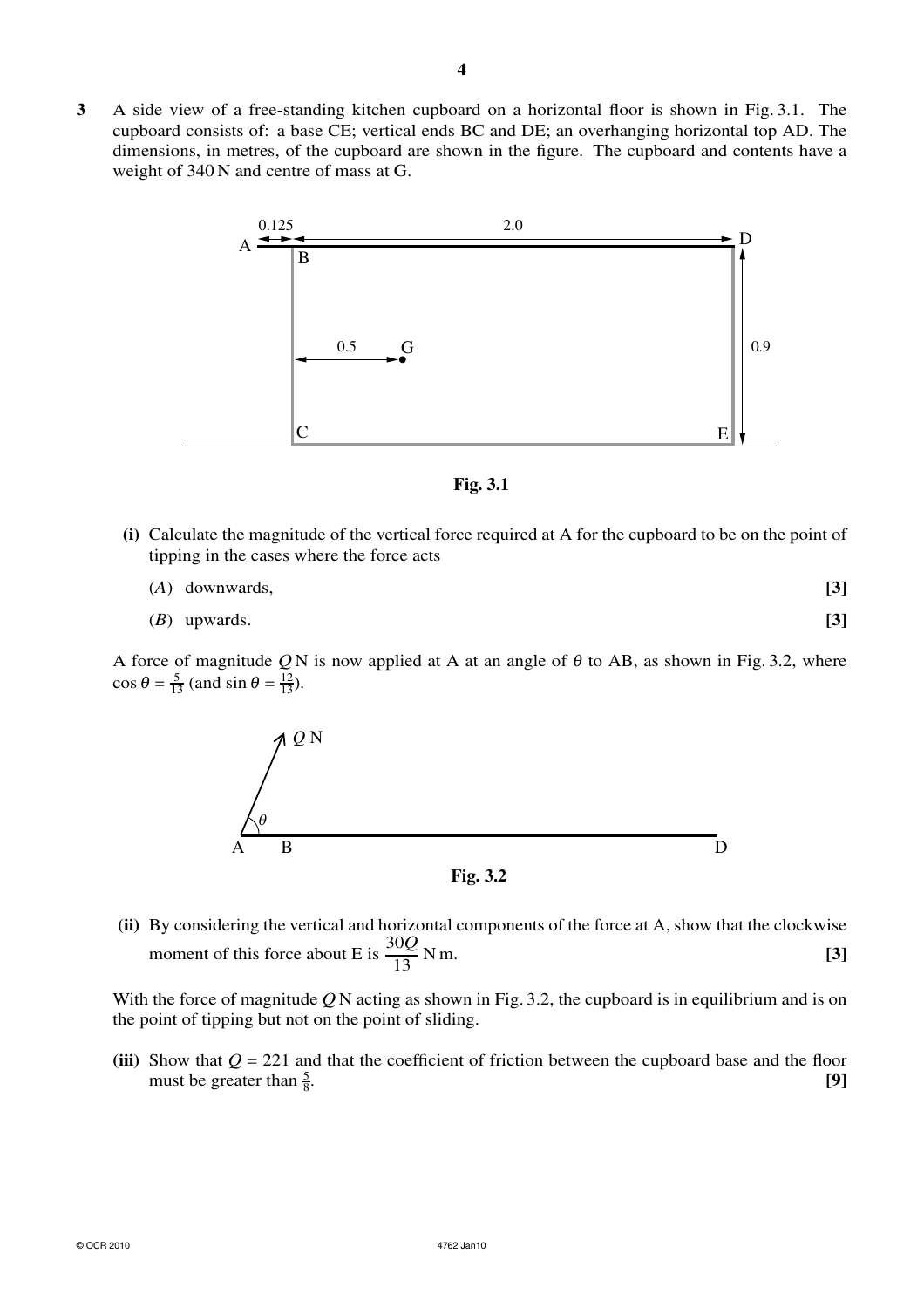**3** A side view of a free-standing kitchen cupboard on a horizontal floor is shown in Fig. 3.1. The cupboard consists of: a base CE; vertical ends BC and DE; an overhanging horizontal top AD. The dimensions, in metres, of the cupboard are shown in the figure. The cupboard and contents have a weight of 340 N and centre of mass at G.

Fig. 3.1

**(i)** Calculate the magnitude of the vertical force required at A for the cupboard to be on the point of tipping in the cases where the force acts

(*A*) downwards, **[3]**

(*B*) upwards. **[3]**

A force of magnitude $Q$ N is now applied at A at an angle of $\theta$ to AB, as shown in Fig. 3.2, where $\cos\theta = \frac{5}{13}$ (and $\sin\theta = \frac{12}{13}$).

Fig. 3.2

**(ii)** By considering the vertical and horizontal components of the force at A, show that the clockwise moment of this force about E is $\dfrac{30Q}{13}$ N m. **[3]**

With the force of magnitude $Q$ N acting as shown in Fig. 3.2, the cupboard is in equilibrium and is on the point of tipping but not on the point of sliding.

**(iii)** Show that $Q = 221$ and that the coefficient of friction between the cupboard base and the floor must be greater than $\frac{5}{8}$. **[9]**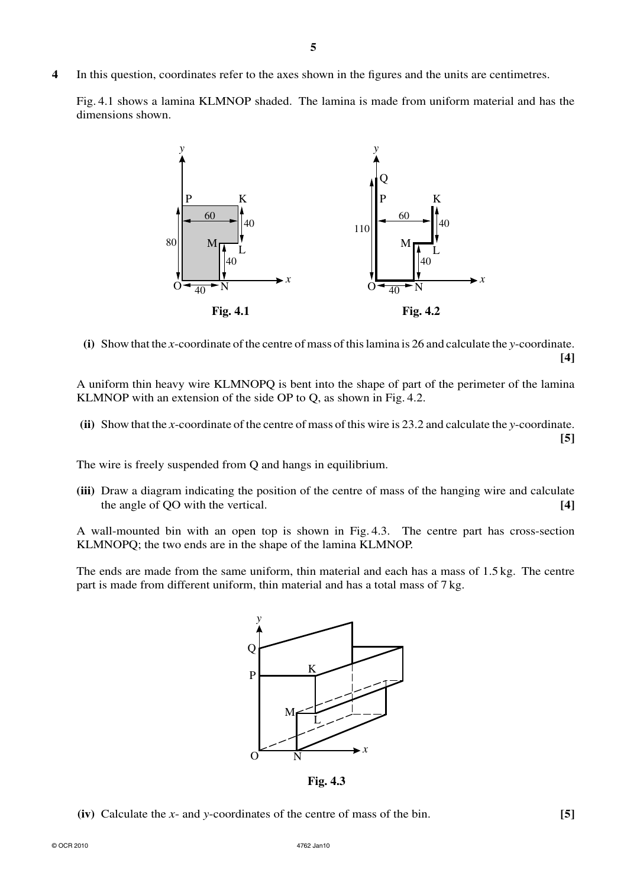**4** In this question, coordinates refer to the axes shown in the figures and the units are centimetres.

Fig. 4.1 shows a lamina KLMNOP shaded. The lamina is made from uniform material and has the dimensions shown.

**Fig. 4.1**

**Fig. 4.2**

**(i)** Show that the $x$-coordinate of the centre of mass of this lamina is 26 and calculate the $y$-coordinate. **[4]**

A uniform thin heavy wire KLMNOPQ is bent into the shape of part of the perimeter of the lamina KLMNOP with an extension of the side OP to Q, as shown in Fig. 4.2.

**(ii)** Show that the $x$-coordinate of the centre of mass of this wire is 23.2 and calculate the $y$-coordinate. **[5]**

The wire is freely suspended from Q and hangs in equilibrium.

**(iii)** Draw a diagram indicating the position of the centre of mass of the hanging wire and calculate the angle of QO with the vertical. **[4]**

A wall-mounted bin with an open top is shown in Fig. 4.3. The centre part has cross-section KLMNOPQ; the two ends are in the shape of the lamina KLMNOP.

The ends are made from the same uniform, thin material and each has a mass of 1.5 kg. The centre part is made from different uniform, thin material and has a total mass of 7 kg.

**Fig. 4.3**

**(iv)** Calculate the $x$- and $y$-coordinates of the centre of mass of the bin. **[5]**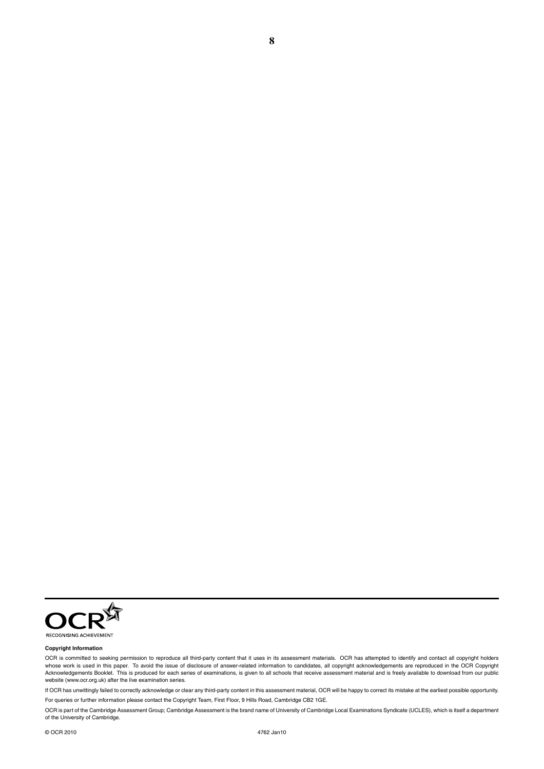**Copyright Information**

OCR is committed to seeking permission to reproduce all third-party content that it uses in its assessment materials. OCR has attempted to identify and contact all copyright holders whose work is used in this paper. To avoid the issue of disclosure of answer-related information to candidates, all copyright acknowledgements are reproduced in the OCR Copyright Acknowledgements Booklet. This is produced for each series of examinations, is given to all schools that receive assessment material and is freely available to download from our public website (www.ocr.org.uk) after the live examination series.

If OCR has unwittingly failed to correctly acknowledge or clear any third-party content in this assessment material, OCR will be happy to correct its mistake at the earliest possible opportunity.

For queries or further information please contact the Copyright Team, First Floor, 9 Hills Road, Cambridge CB2 1GE.

OCR is part of the Cambridge Assessment Group; Cambridge Assessment is the brand name of University of Cambridge Local Examinations Syndicate (UCLES), which is itself a department of the University of Cambridge.

© OCR 2010 4762 Jan10